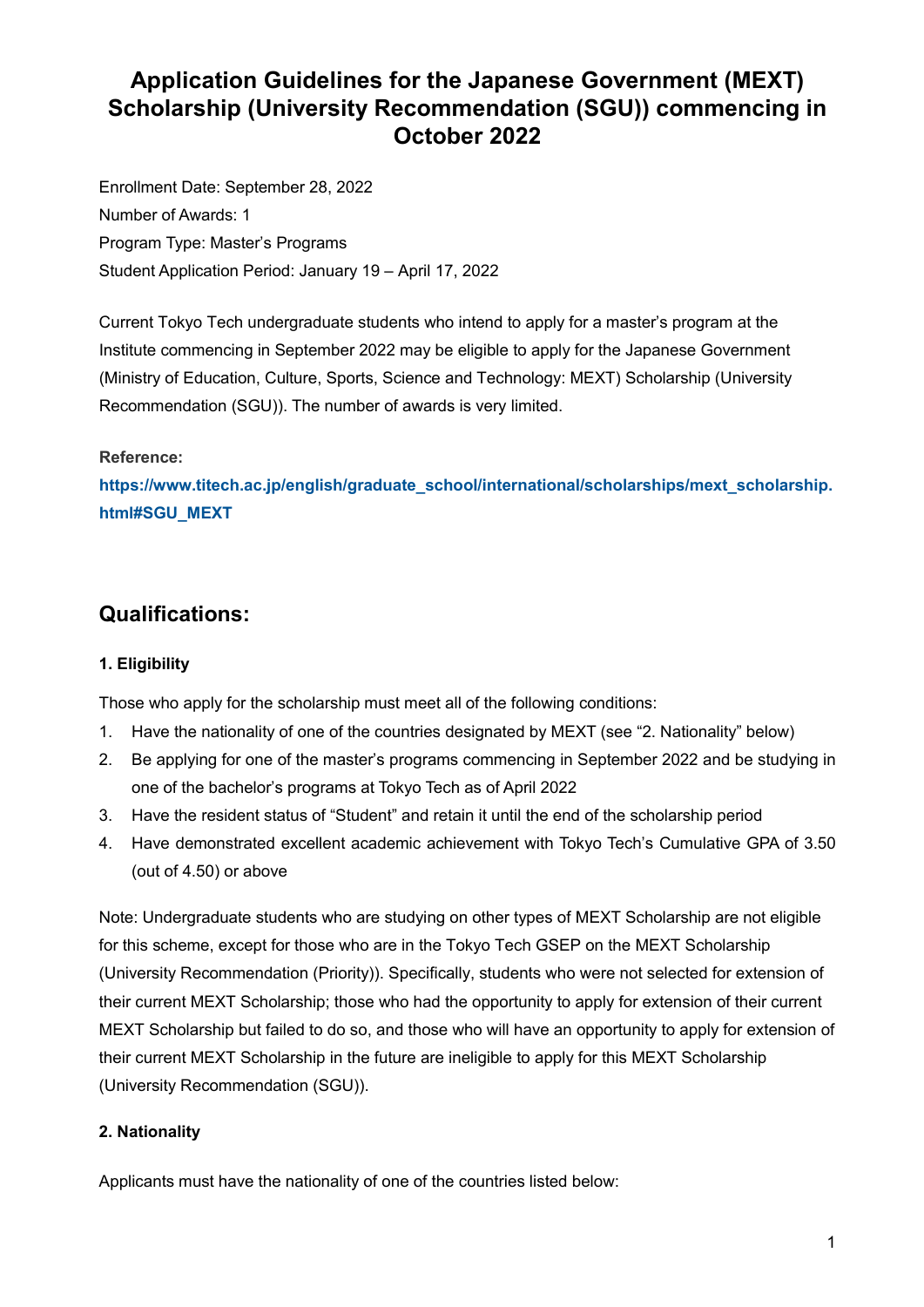# Application Guidelines for the Japanese Government (MEXT) Scholarship (University Recommendation (SGU)) commencing in October 2022

Enrollment Date: September 28, 2022
Number of Awards: 1
Program Type: Master's Programs
Student Application Period: January 19 – April 17, 2022

Current Tokyo Tech undergraduate students who intend to apply for a master's program at the Institute commencing in September 2022 may be eligible to apply for the Japanese Government (Ministry of Education, Culture, Sports, Science and Technology: MEXT) Scholarship (University Recommendation (SGU)). The number of awards is very limited.

**Reference:**
**https://www.titech.ac.jp/english/graduate_school/international/scholarships/mext_scholarship.html#SGU_MEXT**

## Qualifications:

### 1. Eligibility

Those who apply for the scholarship must meet all of the following conditions:

1. Have the nationality of one of the countries designated by MEXT (see "2. Nationality" below)
2. Be applying for one of the master's programs commencing in September 2022 and be studying in one of the bachelor's programs at Tokyo Tech as of April 2022
3. Have the resident status of "Student" and retain it until the end of the scholarship period
4. Have demonstrated excellent academic achievement with Tokyo Tech's Cumulative GPA of 3.50 (out of 4.50) or above

Note: Undergraduate students who are studying on other types of MEXT Scholarship are not eligible for this scheme, except for those who are in the Tokyo Tech GSEP on the MEXT Scholarship (University Recommendation (Priority)). Specifically, students who were not selected for extension of their current MEXT Scholarship; those who had the opportunity to apply for extension of their current MEXT Scholarship but failed to do so, and those who will have an opportunity to apply for extension of their current MEXT Scholarship in the future are ineligible to apply for this MEXT Scholarship (University Recommendation (SGU)).

### 2. Nationality

Applicants must have the nationality of one of the countries listed below: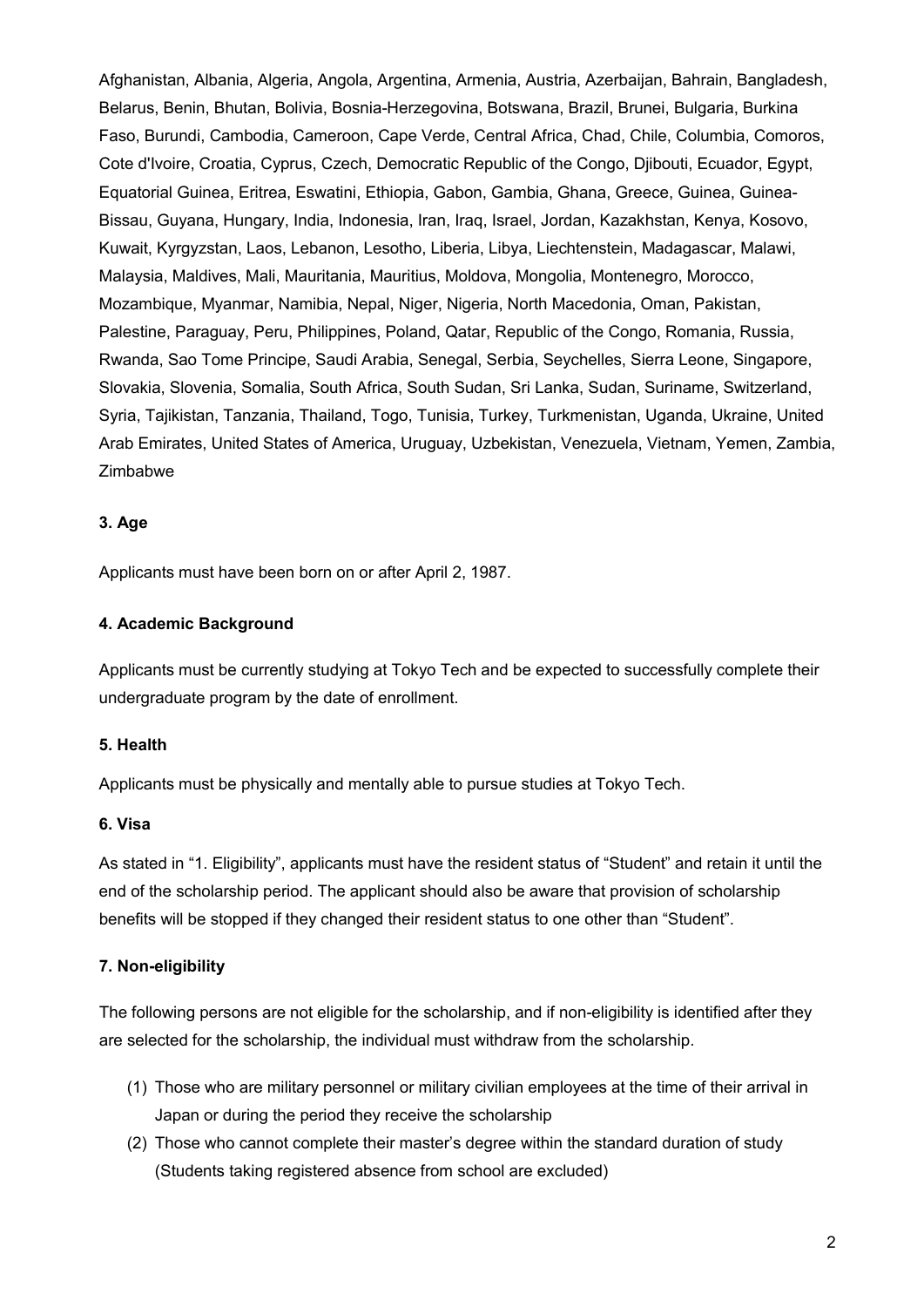Afghanistan, Albania, Algeria, Angola, Argentina, Armenia, Austria, Azerbaijan, Bahrain, Bangladesh, Belarus, Benin, Bhutan, Bolivia, Bosnia-Herzegovina, Botswana, Brazil, Brunei, Bulgaria, Burkina Faso, Burundi, Cambodia, Cameroon, Cape Verde, Central Africa, Chad, Chile, Columbia, Comoros, Cote d'Ivoire, Croatia, Cyprus, Czech, Democratic Republic of the Congo, Djibouti, Ecuador, Egypt, Equatorial Guinea, Eritrea, Eswatini, Ethiopia, Gabon, Gambia, Ghana, Greece, Guinea, Guinea-Bissau, Guyana, Hungary, India, Indonesia, Iran, Iraq, Israel, Jordan, Kazakhstan, Kenya, Kosovo, Kuwait, Kyrgyzstan, Laos, Lebanon, Lesotho, Liberia, Libya, Liechtenstein, Madagascar, Malawi, Malaysia, Maldives, Mali, Mauritania, Mauritius, Moldova, Mongolia, Montenegro, Morocco, Mozambique, Myanmar, Namibia, Nepal, Niger, Nigeria, North Macedonia, Oman, Pakistan, Palestine, Paraguay, Peru, Philippines, Poland, Qatar, Republic of the Congo, Romania, Russia, Rwanda, Sao Tome Principe, Saudi Arabia, Senegal, Serbia, Seychelles, Sierra Leone, Singapore, Slovakia, Slovenia, Somalia, South Africa, South Sudan, Sri Lanka, Sudan, Suriname, Switzerland, Syria, Tajikistan, Tanzania, Thailand, Togo, Tunisia, Turkey, Turkmenistan, Uganda, Ukraine, United Arab Emirates, United States of America, Uruguay, Uzbekistan, Venezuela, Vietnam, Yemen, Zambia, Zimbabwe

**3. Age**

Applicants must have been born on or after April 2, 1987.

**4. Academic Background**

Applicants must be currently studying at Tokyo Tech and be expected to successfully complete their undergraduate program by the date of enrollment.

**5. Health**

Applicants must be physically and mentally able to pursue studies at Tokyo Tech.

**6. Visa**

As stated in "1. Eligibility", applicants must have the resident status of "Student" and retain it until the end of the scholarship period. The applicant should also be aware that provision of scholarship benefits will be stopped if they changed their resident status to one other than "Student".

**7. Non-eligibility**

The following persons are not eligible for the scholarship, and if non-eligibility is identified after they are selected for the scholarship, the individual must withdraw from the scholarship.

(1) Those who are military personnel or military civilian employees at the time of their arrival in Japan or during the period they receive the scholarship

(2) Those who cannot complete their master's degree within the standard duration of study (Students taking registered absence from school are excluded)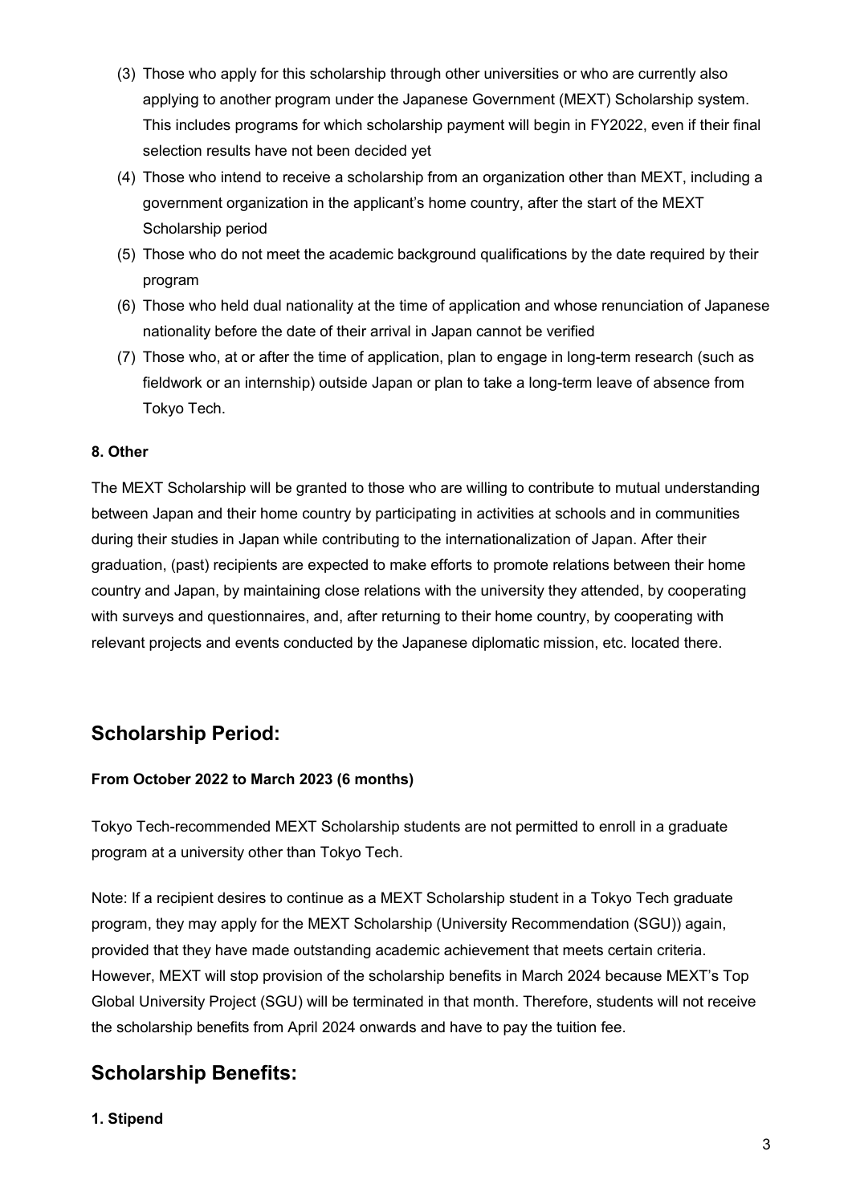(3) Those who apply for this scholarship through other universities or who are currently also applying to another program under the Japanese Government (MEXT) Scholarship system. This includes programs for which scholarship payment will begin in FY2022, even if their final selection results have not been decided yet

(4) Those who intend to receive a scholarship from an organization other than MEXT, including a government organization in the applicant's home country, after the start of the MEXT Scholarship period

(5) Those who do not meet the academic background qualifications by the date required by their program

(6) Those who held dual nationality at the time of application and whose renunciation of Japanese nationality before the date of their arrival in Japan cannot be verified

(7) Those who, at or after the time of application, plan to engage in long-term research (such as fieldwork or an internship) outside Japan or plan to take a long-term leave of absence from Tokyo Tech.

**8. Other**

The MEXT Scholarship will be granted to those who are willing to contribute to mutual understanding between Japan and their home country by participating in activities at schools and in communities during their studies in Japan while contributing to the internationalization of Japan. After their graduation, (past) recipients are expected to make efforts to promote relations between their home country and Japan, by maintaining close relations with the university they attended, by cooperating with surveys and questionnaires, and, after returning to their home country, by cooperating with relevant projects and events conducted by the Japanese diplomatic mission, etc. located there.

## Scholarship Period:

**From October 2022 to March 2023 (6 months)**

Tokyo Tech-recommended MEXT Scholarship students are not permitted to enroll in a graduate program at a university other than Tokyo Tech.

Note: If a recipient desires to continue as a MEXT Scholarship student in a Tokyo Tech graduate program, they may apply for the MEXT Scholarship (University Recommendation (SGU)) again, provided that they have made outstanding academic achievement that meets certain criteria. However, MEXT will stop provision of the scholarship benefits in March 2024 because MEXT's Top Global University Project (SGU) will be terminated in that month. Therefore, students will not receive the scholarship benefits from April 2024 onwards and have to pay the tuition fee.

## Scholarship Benefits:

**1. Stipend**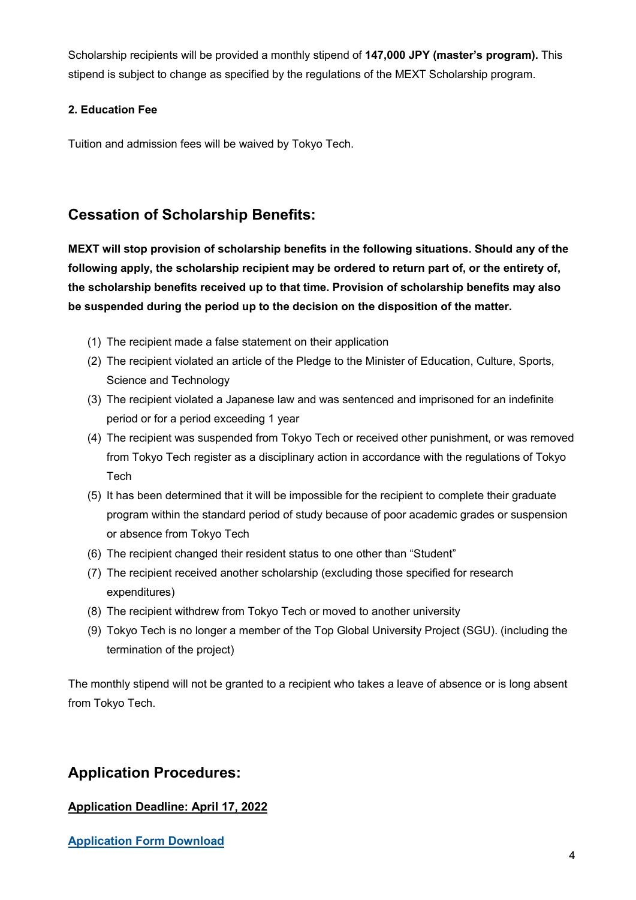Scholarship recipients will be provided a monthly stipend of **147,000 JPY (master's program).** This stipend is subject to change as specified by the regulations of the MEXT Scholarship program.

**2. Education Fee**

Tuition and admission fees will be waived by Tokyo Tech.

## Cessation of Scholarship Benefits:

**MEXT will stop provision of scholarship benefits in the following situations. Should any of the following apply, the scholarship recipient may be ordered to return part of, or the entirety of, the scholarship benefits received up to that time. Provision of scholarship benefits may also be suspended during the period up to the decision on the disposition of the matter.**

(1) The recipient made a false statement on their application
(2) The recipient violated an article of the Pledge to the Minister of Education, Culture, Sports, Science and Technology
(3) The recipient violated a Japanese law and was sentenced and imprisoned for an indefinite period or for a period exceeding 1 year
(4) The recipient was suspended from Tokyo Tech or received other punishment, or was removed from Tokyo Tech register as a disciplinary action in accordance with the regulations of Tokyo Tech
(5) It has been determined that it will be impossible for the recipient to complete their graduate program within the standard period of study because of poor academic grades or suspension or absence from Tokyo Tech
(6) The recipient changed their resident status to one other than "Student"
(7) The recipient received another scholarship (excluding those specified for research expenditures)
(8) The recipient withdrew from Tokyo Tech or moved to another university
(9) Tokyo Tech is no longer a member of the Top Global University Project (SGU). (including the termination of the project)

The monthly stipend will not be granted to a recipient who takes a leave of absence or is long absent from Tokyo Tech.

## Application Procedures:

**Application Deadline: April 17, 2022**

**Application Form Download**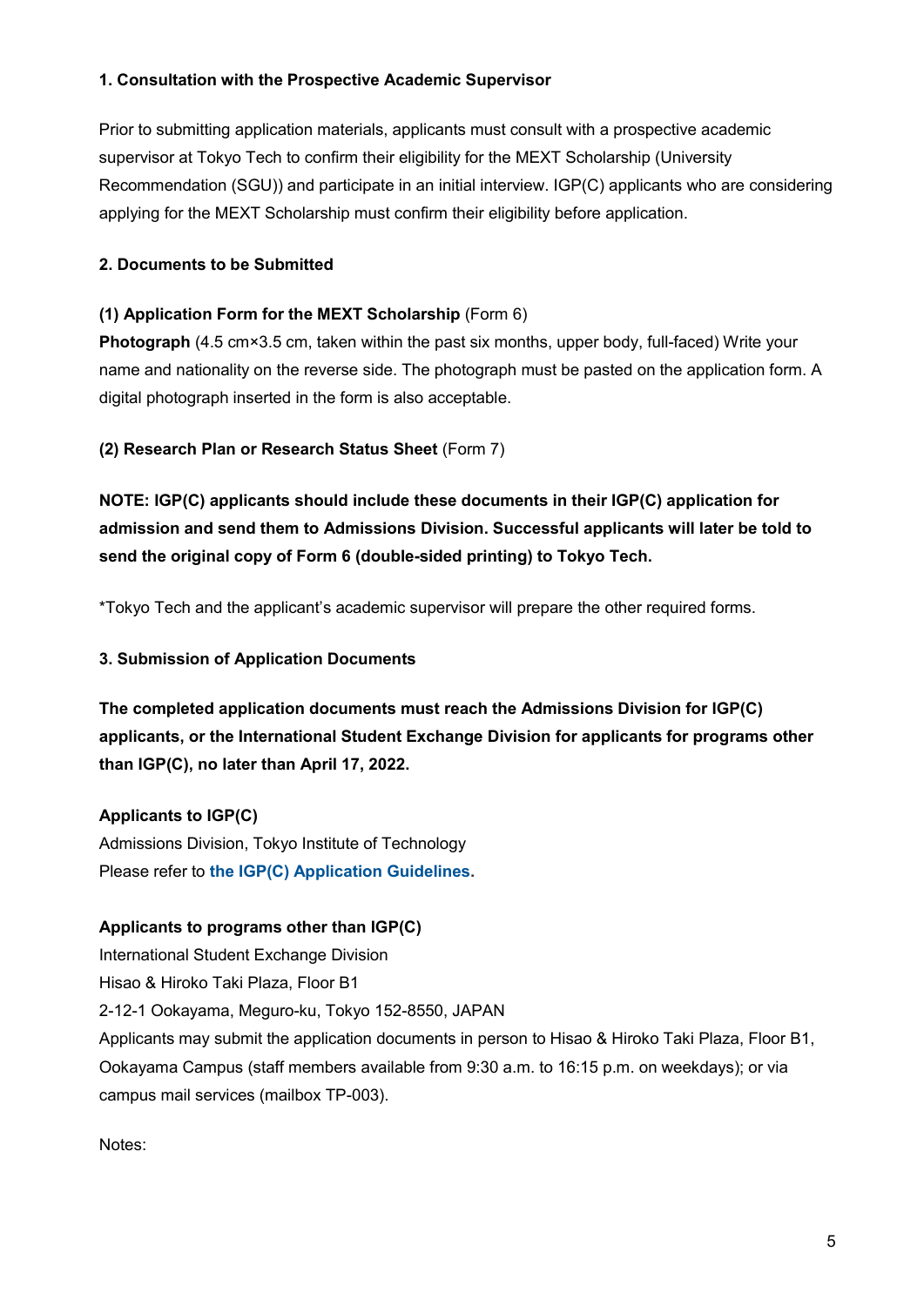**1. Consultation with the Prospective Academic Supervisor**

Prior to submitting application materials, applicants must consult with a prospective academic supervisor at Tokyo Tech to confirm their eligibility for the MEXT Scholarship (University Recommendation (SGU)) and participate in an initial interview. IGP(C) applicants who are considering applying for the MEXT Scholarship must confirm their eligibility before application.

**2. Documents to be Submitted**

**(1) Application Form for the MEXT Scholarship** (Form 6)
**Photograph** (4.5 cm×3.5 cm, taken within the past six months, upper body, full-faced) Write your name and nationality on the reverse side. The photograph must be pasted on the application form. A digital photograph inserted in the form is also acceptable.

**(2) Research Plan or Research Status Sheet** (Form 7)

**NOTE: IGP(C) applicants should include these documents in their IGP(C) application for admission and send them to Admissions Division. Successful applicants will later be told to send the original copy of Form 6 (double-sided printing) to Tokyo Tech.**

*Tokyo Tech and the applicant's academic supervisor will prepare the other required forms.

**3. Submission of Application Documents**

**The completed application documents must reach the Admissions Division for IGP(C) applicants, or the International Student Exchange Division for applicants for programs other than IGP(C), no later than April 17, 2022.**

**Applicants to IGP(C)**
Admissions Division, Tokyo Institute of Technology
Please refer to **the IGP(C) Application Guidelines.**

**Applicants to programs other than IGP(C)**
International Student Exchange Division
Hisao & Hiroko Taki Plaza, Floor B1
2-12-1 Ookayama, Meguro-ku, Tokyo 152-8550, JAPAN
Applicants may submit the application documents in person to Hisao & Hiroko Taki Plaza, Floor B1, Ookayama Campus (staff members available from 9:30 a.m. to 16:15 p.m. on weekdays); or via campus mail services (mailbox TP-003).

Notes: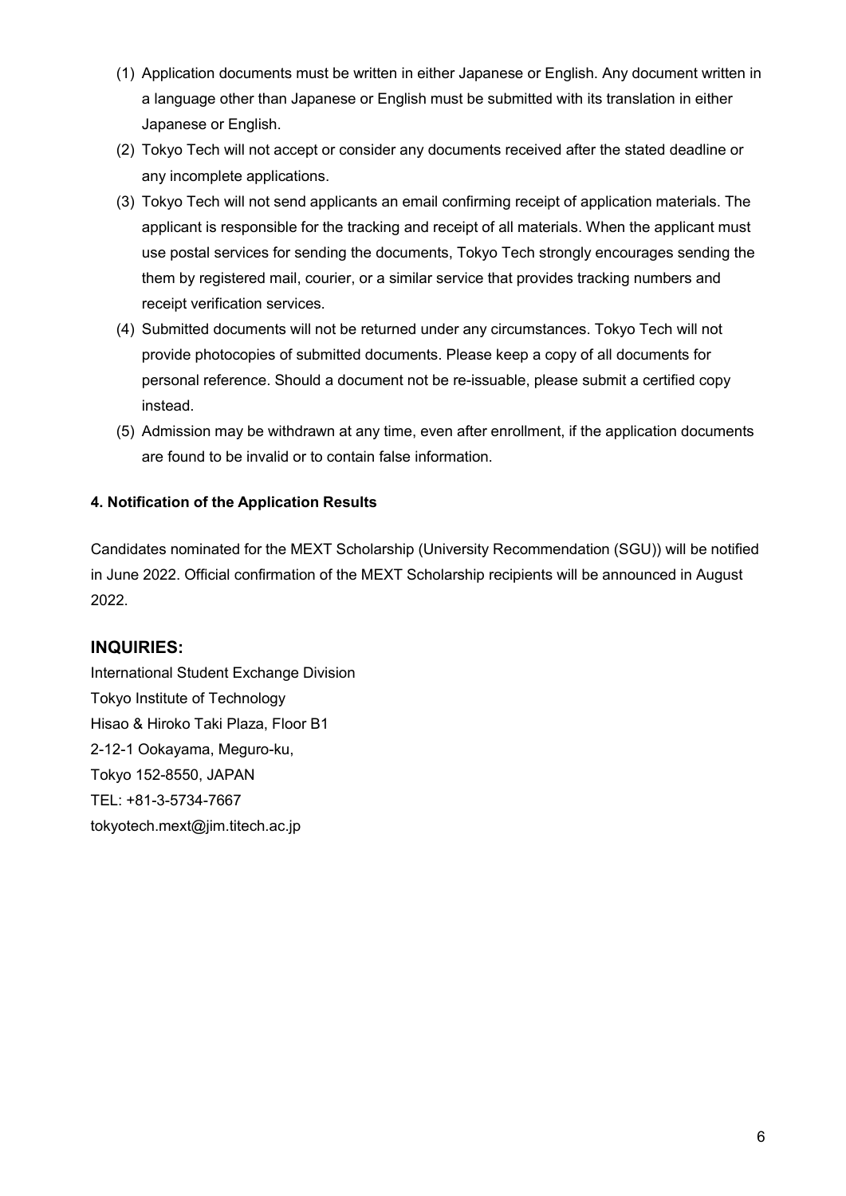(1) Application documents must be written in either Japanese or English. Any document written in a language other than Japanese or English must be submitted with its translation in either Japanese or English.
(2) Tokyo Tech will not accept or consider any documents received after the stated deadline or any incomplete applications.
(3) Tokyo Tech will not send applicants an email confirming receipt of application materials. The applicant is responsible for the tracking and receipt of all materials. When the applicant must use postal services for sending the documents, Tokyo Tech strongly encourages sending the them by registered mail, courier, or a similar service that provides tracking numbers and receipt verification services.
(4) Submitted documents will not be returned under any circumstances. Tokyo Tech will not provide photocopies of submitted documents. Please keep a copy of all documents for personal reference. Should a document not be re-issuable, please submit a certified copy instead.
(5) Admission may be withdrawn at any time, even after enrollment, if the application documents are found to be invalid or to contain false information.

**4. Notification of the Application Results**

Candidates nominated for the MEXT Scholarship (University Recommendation (SGU)) will be notified in June 2022. Official confirmation of the MEXT Scholarship recipients will be announced in August 2022.

## INQUIRIES:

International Student Exchange Division
Tokyo Institute of Technology
Hisao & Hiroko Taki Plaza, Floor B1
2-12-1 Ookayama, Meguro-ku,
Tokyo 152-8550, JAPAN
TEL: +81-3-5734-7667
tokyotech.mext@jim.titech.ac.jp